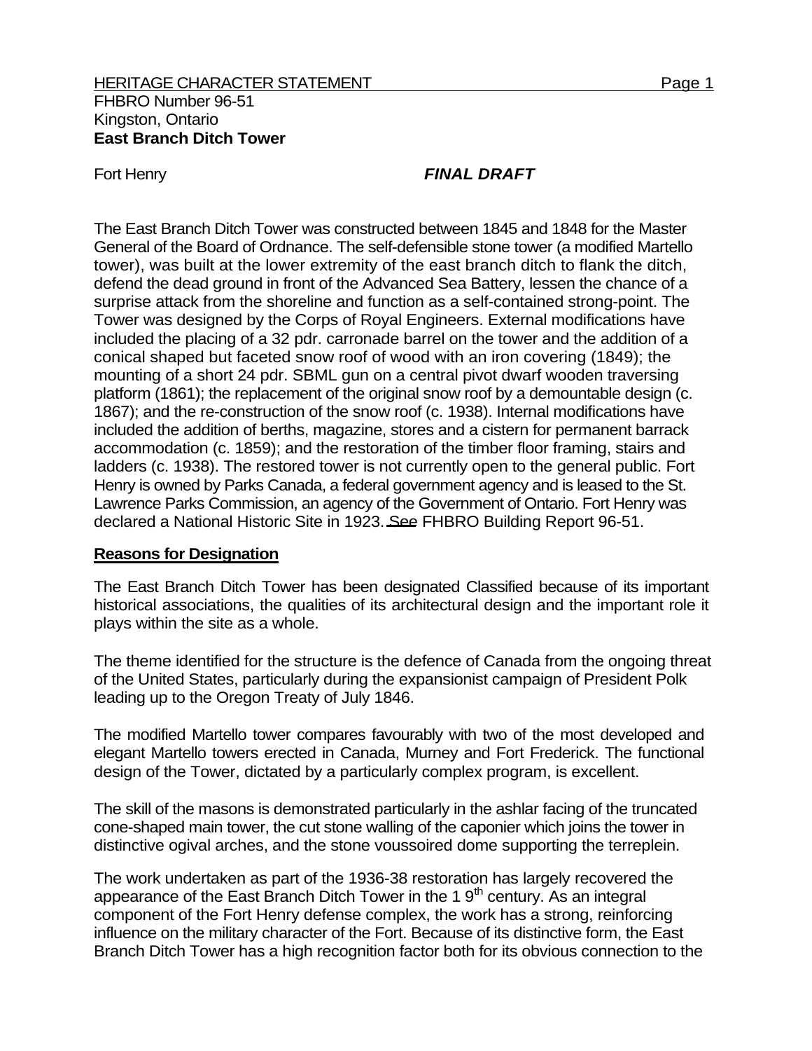HERITAGE CHARACTER STATEMENT

FHBRO Number 96-51

Kingston, Ontario

**East Branch Ditch Tower**

Fort Henry

***FINAL DRAFT***

The East Branch Ditch Tower was constructed between 1845 and 1848 for the Master General of the Board of Ordnance. The self-defensible stone tower (a modified Martello tower), was built at the lower extremity of the east branch ditch to flank the ditch, defend the dead ground in front of the Advanced Sea Battery, lessen the chance of a surprise attack from the shoreline and function as a self-contained strong-point. The Tower was designed by the Corps of Royal Engineers. External modifications have included the placing of a 32 pdr. carronade barrel on the tower and the addition of a conical shaped but faceted snow roof of wood with an iron covering (1849); the mounting of a short 24 pdr. SBML gun on a central pivot dwarf wooden traversing platform (1861); the replacement of the original snow roof by a demountable design (c. 1867); and the re-construction of the snow roof (c. 1938). Internal modifications have included the addition of berths, magazine, stores and a cistern for permanent barrack accommodation (c. 1859); and the restoration of the timber floor framing, stairs and ladders (c. 1938). The restored tower is not currently open to the general public. Fort Henry is owned by Parks Canada, a federal government agency and is leased to the St. Lawrence Parks Commission, an agency of the Government of Ontario. Fort Henry was declared a National Historic Site in 1923. See FHBRO Building Report 96-51.

**Reasons for Designation**

The East Branch Ditch Tower has been designated Classified because of its important historical associations, the qualities of its architectural design and the important role it plays within the site as a whole.

The theme identified for the structure is the defence of Canada from the ongoing threat of the United States, particularly during the expansionist campaign of President Polk leading up to the Oregon Treaty of July 1846.

The modified Martello tower compares favourably with two of the most developed and elegant Martello towers erected in Canada, Murney and Fort Frederick. The functional design of the Tower, dictated by a particularly complex program, is excellent.

The skill of the masons is demonstrated particularly in the ashlar facing of the truncated cone-shaped main tower, the cut stone walling of the caponier which joins the tower in distinctive ogival arches, and the stone voussoired dome supporting the terreplein.

The work undertaken as part of the 1936-38 restoration has largely recovered the appearance of the East Branch Ditch Tower in the 1 9th century. As an integral component of the Fort Henry defense complex, the work has a strong, reinforcing influence on the military character of the Fort. Because of its distinctive form, the East Branch Ditch Tower has a high recognition factor both for its obvious connection to the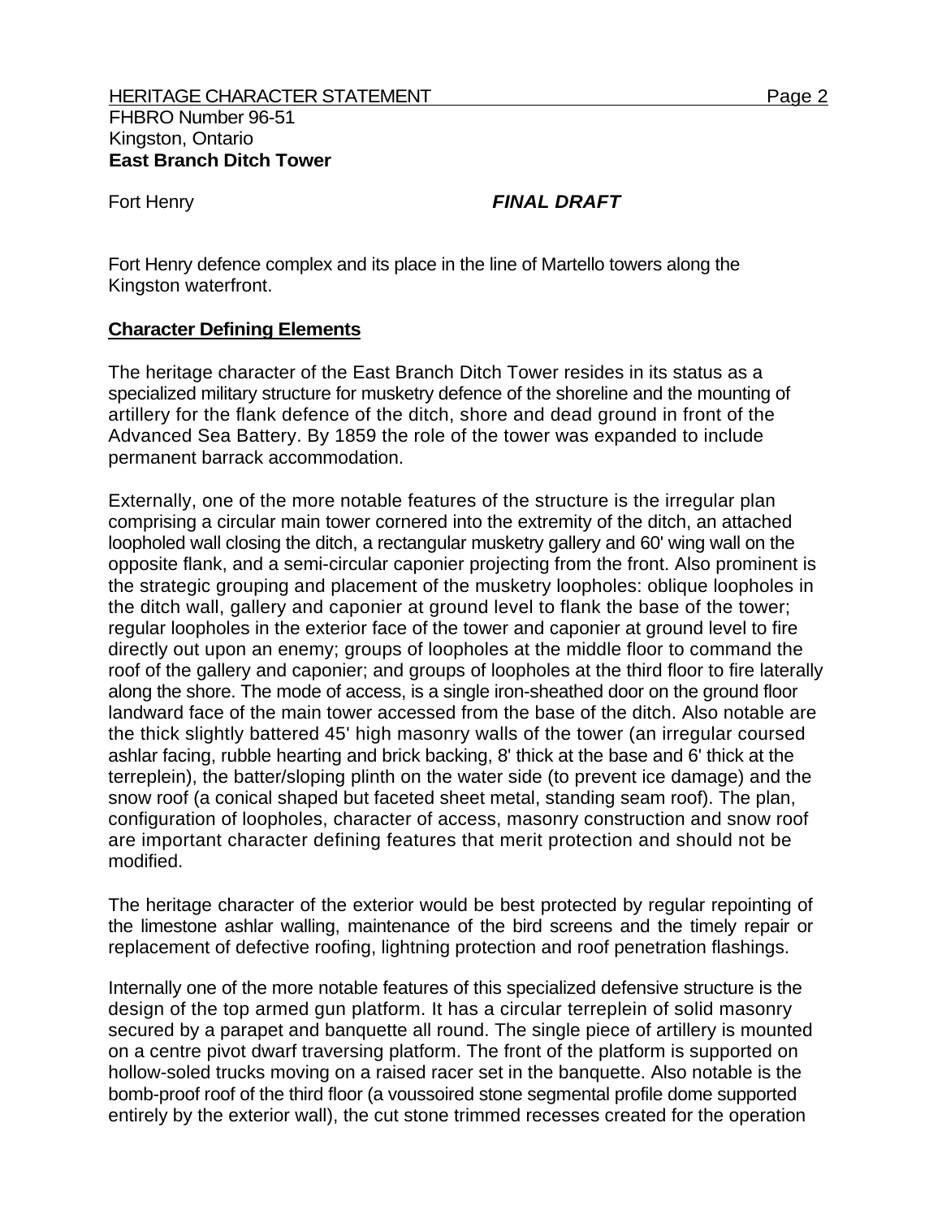Fort Henry defence complex and its place in the line of Martello towers along the Kingston waterfront.

## Character Defining Elements

The heritage character of the East Branch Ditch Tower resides in its status as a specialized military structure for musketry defence of the shoreline and the mounting of artillery for the flank defence of the ditch, shore and dead ground in front of the Advanced Sea Battery. By 1859 the role of the tower was expanded to include permanent barrack accommodation.

Externally, one of the more notable features of the structure is the irregular plan comprising a circular main tower cornered into the extremity of the ditch, an attached loopholed wall closing the ditch, a rectangular musketry gallery and 60' wing wall on the opposite flank, and a semi-circular caponier projecting from the front. Also prominent is the strategic grouping and placement of the musketry loopholes: oblique loopholes in the ditch wall, gallery and caponier at ground level to flank the base of the tower; regular loopholes in the exterior face of the tower and caponier at ground level to fire directly out upon an enemy; groups of loopholes at the middle floor to command the roof of the gallery and caponier; and groups of loopholes at the third floor to fire laterally along the shore. The mode of access, is a single iron-sheathed door on the ground floor landward face of the main tower accessed from the base of the ditch. Also notable are the thick slightly battered 45' high masonry walls of the tower (an irregular coursed ashlar facing, rubble hearting and brick backing, 8' thick at the base and 6' thick at the terreplein), the batter/sloping plinth on the water side (to prevent ice damage) and the snow roof (a conical shaped but faceted sheet metal, standing seam roof). The plan, configuration of loopholes, character of access, masonry construction and snow roof are important character defining features that merit protection and should not be modified.

The heritage character of the exterior would be best protected by regular repointing of the limestone ashlar walling, maintenance of the bird screens and the timely repair or replacement of defective roofing, lightning protection and roof penetration flashings.

Internally one of the more notable features of this specialized defensive structure is the design of the top armed gun platform. It has a circular terreplein of solid masonry secured by a parapet and banquette all round. The single piece of artillery is mounted on a centre pivot dwarf traversing platform. The front of the platform is supported on hollow-soled trucks moving on a raised racer set in the banquette. Also notable is the bomb-proof roof of the third floor (a voussoired stone segmental profile dome supported entirely by the exterior wall), the cut stone trimmed recesses created for the operation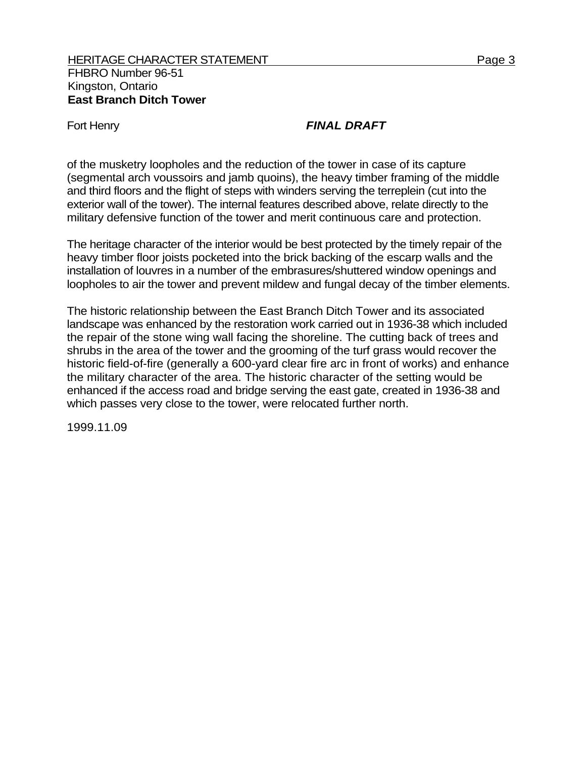of the musketry loopholes and the reduction of the tower in case of its capture (segmental arch voussoirs and jamb quoins), the heavy timber framing of the middle and third floors and the flight of steps with winders serving the terreplein (cut into the exterior wall of the tower). The internal features described above, relate directly to the military defensive function of the tower and merit continuous care and protection.

The heritage character of the interior would be best protected by the timely repair of the heavy timber floor joists pocketed into the brick backing of the escarp walls and the installation of louvres in a number of the embrasures/shuttered window openings and loopholes to air the tower and prevent mildew and fungal decay of the timber elements.

The historic relationship between the East Branch Ditch Tower and its associated landscape was enhanced by the restoration work carried out in 1936-38 which included the repair of the stone wing wall facing the shoreline. The cutting back of trees and shrubs in the area of the tower and the grooming of the turf grass would recover the historic field-of-fire (generally a 600-yard clear fire arc in front of works) and enhance the military character of the area. The historic character of the setting would be enhanced if the access road and bridge serving the east gate, created in 1936-38 and which passes very close to the tower, were relocated further north.

1999.11.09